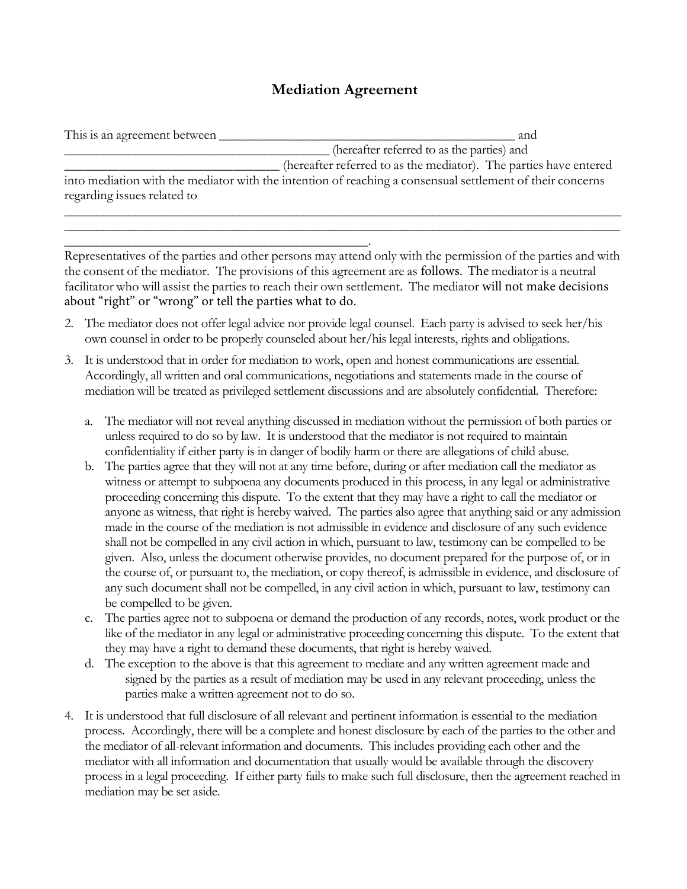# Mediation Agreement

This is an agreement between ______________________________________________ and ________________________________________ (hereafter referred to as the parties) and ________________________________ (hereafter referred to as the mediator). The parties have entered into mediation with the mediator with the intention of reaching a consensual settlement of their concerns regarding issues related to

_______________________________________________________________________________________
_______________________________________________________________________________________
_______________________________________________.

Representatives of the parties and other persons may attend only with the permission of the parties and with the consent of the mediator. The provisions of this agreement are as follows. The mediator is a neutral facilitator who will assist the parties to reach their own settlement. The mediator will not make decisions about "right" or "wrong" or tell the parties what to do.

2. The mediator does not offer legal advice nor provide legal counsel. Each party is advised to seek her/his own counsel in order to be properly counseled about her/his legal interests, rights and obligations.

3. It is understood that in order for mediation to work, open and honest communications are essential. Accordingly, all written and oral communications, negotiations and statements made in the course of mediation will be treated as privileged settlement discussions and are absolutely confidential. Therefore:

   a. The mediator will not reveal anything discussed in mediation without the permission of both parties or unless required to do so by law. It is understood that the mediator is not required to maintain confidentiality if either party is in danger of bodily harm or there are allegations of child abuse.
   b. The parties agree that they will not at any time before, during or after mediation call the mediator as witness or attempt to subpoena any documents produced in this process, in any legal or administrative proceeding concerning this dispute. To the extent that they may have a right to call the mediator or anyone as witness, that right is hereby waived. The parties also agree that anything said or any admission made in the course of the mediation is not admissible in evidence and disclosure of any such evidence shall not be compelled in any civil action in which, pursuant to law, testimony can be compelled to be given. Also, unless the document otherwise provides, no document prepared for the purpose of, or in the course of, or pursuant to, the mediation, or copy thereof, is admissible in evidence, and disclosure of any such document shall not be compelled, in any civil action in which, pursuant to law, testimony can be compelled to be given.
   c. The parties agree not to subpoena or demand the production of any records, notes, work product or the like of the mediator in any legal or administrative proceeding concerning this dispute. To the extent that they may have a right to demand these documents, that right is hereby waived.
   d. The exception to the above is that this agreement to mediate and any written agreement made and signed by the parties as a result of mediation may be used in any relevant proceeding, unless the parties make a written agreement not to do so.

4. It is understood that full disclosure of all relevant and pertinent information is essential to the mediation process. Accordingly, there will be a complete and honest disclosure by each of the parties to the other and the mediator of all-relevant information and documents. This includes providing each other and the mediator with all information and documentation that usually would be available through the discovery process in a legal proceeding. If either party fails to make such full disclosure, then the agreement reached in mediation may be set aside.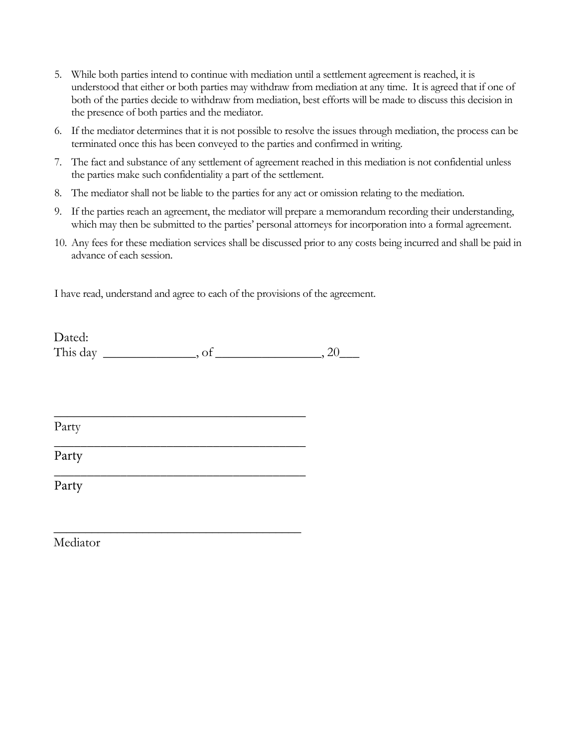5. While both parties intend to continue with mediation until a settlement agreement is reached, it is understood that either or both parties may withdraw from mediation at any time. It is agreed that if one of both of the parties decide to withdraw from mediation, best efforts will be made to discuss this decision in the presence of both parties and the mediator.
6. If the mediator determines that it is not possible to resolve the issues through mediation, the process can be terminated once this has been conveyed to the parties and confirmed in writing.
7. The fact and substance of any settlement of agreement reached in this mediation is not confidential unless the parties make such confidentiality a part of the settlement.
8. The mediator shall not be liable to the parties for any act or omission relating to the mediation.
9. If the parties reach an agreement, the mediator will prepare a memorandum recording their understanding, which may then be submitted to the parties' personal attorneys for incorporation into a formal agreement.
10. Any fees for these mediation services shall be discussed prior to any costs being incurred and shall be paid in advance of each session.

I have read, understand and agree to each of the provisions of the agreement.

Dated:
This day _______________, of _________________, 20___

________________________________________
Party
________________________________________
Party
________________________________________
Party

________________________________________
Mediator